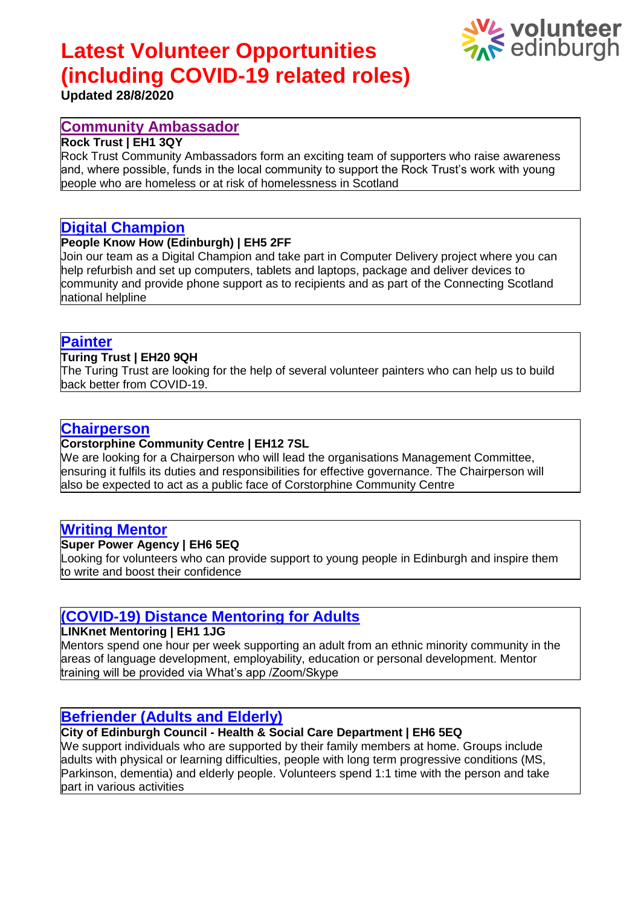# Latest Volunteer Opportunities (including COVID-19 related roles)

**Updated 28/8/2020**

## Community Ambassador

**Rock Trust | EH1 3QY**

Rock Trust Community Ambassadors form an exciting team of supporters who raise awareness and, where possible, funds in the local community to support the Rock Trust's work with young people who are homeless or at risk of homelessness in Scotland

## Digital Champion

**People Know How (Edinburgh) | EH5 2FF**

Join our team as a Digital Champion and take part in Computer Delivery project where you can help refurbish and set up computers, tablets and laptops, package and deliver devices to community and provide phone support as to recipients and as part of the Connecting Scotland national helpline

## Painter

**Turing Trust | EH20 9QH**

The Turing Trust are looking for the help of several volunteer painters who can help us to build back better from COVID-19.

## Chairperson

**Corstorphine Community Centre | EH12 7SL**

We are looking for a Chairperson who will lead the organisations Management Committee, ensuring it fulfils its duties and responsibilities for effective governance. The Chairperson will also be expected to act as a public face of Corstorphine Community Centre

## Writing Mentor

**Super Power Agency | EH6 5EQ**

Looking for volunteers who can provide support to young people in Edinburgh and inspire them to write and boost their confidence

## (COVID-19) Distance Mentoring for Adults

**LINKnet Mentoring | EH1 1JG**

Mentors spend one hour per week supporting an adult from an ethnic minority community in the areas of language development, employability, education or personal development. Mentor training will be provided via What's app /Zoom/Skype

## Befriender (Adults and Elderly)

**City of Edinburgh Council - Health & Social Care Department | EH6 5EQ**

We support individuals who are supported by their family members at home. Groups include adults with physical or learning difficulties, people with long term progressive conditions (MS, Parkinson, dementia) and elderly people. Volunteers spend 1:1 time with the person and take part in various activities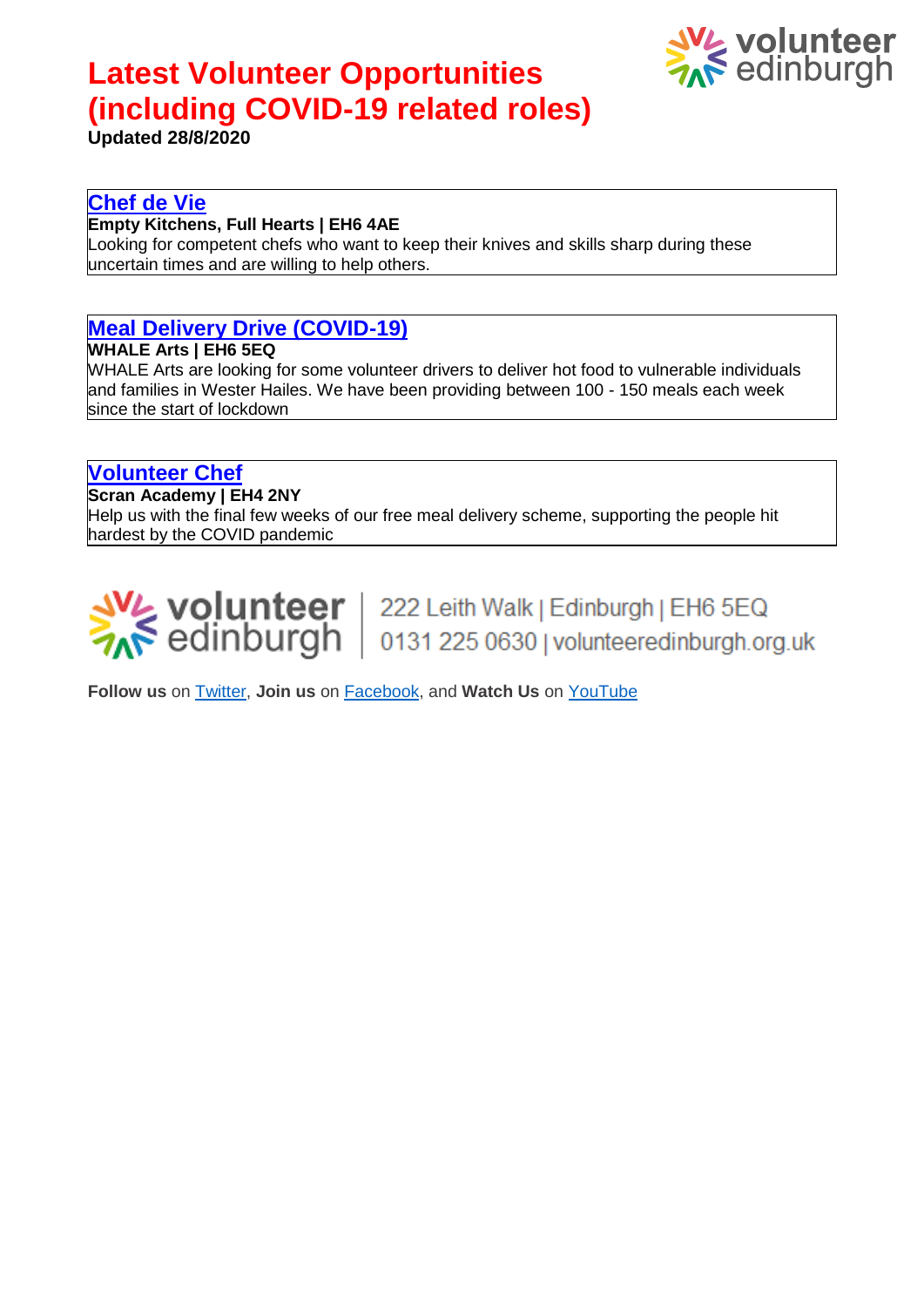# Latest Volunteer Opportunities (including COVID-19 related roles)

**Updated 28/8/2020**

## Chef de Vie

**Empty Kitchens, Full Hearts | EH6 4AE**

Looking for competent chefs who want to keep their knives and skills sharp during these uncertain times and are willing to help others.

## Meal Delivery Drive (COVID-19)

**WHALE Arts | EH6 5EQ**

WHALE Arts are looking for some volunteer drivers to deliver hot food to vulnerable individuals and families in Wester Hailes. We have been providing between 100 - 150 meals each week since the start of lockdown

## Volunteer Chef

**Scran Academy | EH4 2NY**

Help us with the final few weeks of our free meal delivery scheme, supporting the people hit hardest by the COVID pandemic

volunteer edinburgh | 222 Leith Walk | Edinburgh | EH6 5EQ
0131 225 0630 | volunteeredinburgh.org.uk

**Follow us** on Twitter, **Join us** on Facebook, and **Watch Us** on YouTube